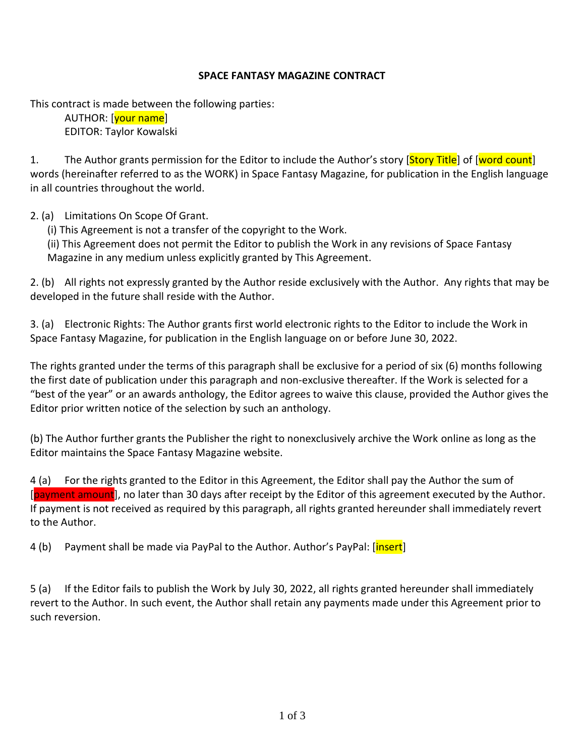**SPACE FANTASY MAGAZINE CONTRACT**

This contract is made between the following parties:

AUTHOR: [your name]
EDITOR: Taylor Kowalski

1. The Author grants permission for the Editor to include the Author's story [Story Title] of [word count] words (hereinafter referred to as the WORK) in Space Fantasy Magazine, for publication in the English language in all countries throughout the world.

2. (a) Limitations On Scope Of Grant.
 (i) This Agreement is not a transfer of the copyright to the Work.
 (ii) This Agreement does not permit the Editor to publish the Work in any revisions of Space Fantasy Magazine in any medium unless explicitly granted by This Agreement.

2. (b) All rights not expressly granted by the Author reside exclusively with the Author. Any rights that may be developed in the future shall reside with the Author.

3. (a) Electronic Rights: The Author grants first world electronic rights to the Editor to include the Work in Space Fantasy Magazine, for publication in the English language on or before June 30, 2022.

The rights granted under the terms of this paragraph shall be exclusive for a period of six (6) months following the first date of publication under this paragraph and non-exclusive thereafter. If the Work is selected for a "best of the year" or an awards anthology, the Editor agrees to waive this clause, provided the Author gives the Editor prior written notice of the selection by such an anthology.

(b) The Author further grants the Publisher the right to nonexclusively archive the Work online as long as the Editor maintains the Space Fantasy Magazine website.

4 (a) For the rights granted to the Editor in this Agreement, the Editor shall pay the Author the sum of [payment amount], no later than 30 days after receipt by the Editor of this agreement executed by the Author. If payment is not received as required by this paragraph, all rights granted hereunder shall immediately revert to the Author.

4 (b) Payment shall be made via PayPal to the Author. Author's PayPal: [insert]

5 (a) If the Editor fails to publish the Work by July 30, 2022, all rights granted hereunder shall immediately revert to the Author. In such event, the Author shall retain any payments made under this Agreement prior to such reversion.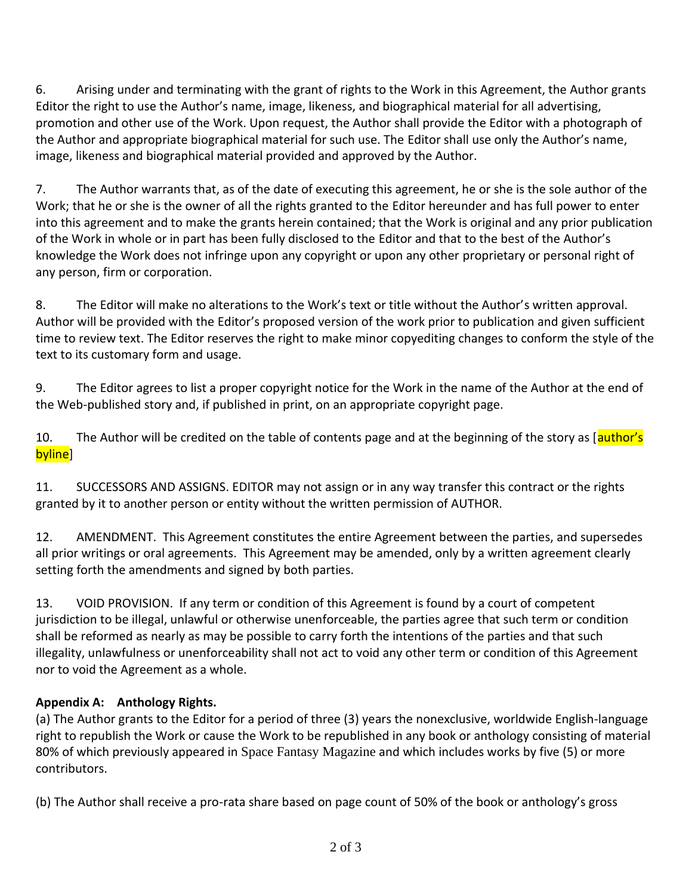6. Arising under and terminating with the grant of rights to the Work in this Agreement, the Author grants Editor the right to use the Author's name, image, likeness, and biographical material for all advertising, promotion and other use of the Work. Upon request, the Author shall provide the Editor with a photograph of the Author and appropriate biographical material for such use. The Editor shall use only the Author's name, image, likeness and biographical material provided and approved by the Author.

7. The Author warrants that, as of the date of executing this agreement, he or she is the sole author of the Work; that he or she is the owner of all the rights granted to the Editor hereunder and has full power to enter into this agreement and to make the grants herein contained; that the Work is original and any prior publication of the Work in whole or in part has been fully disclosed to the Editor and that to the best of the Author's knowledge the Work does not infringe upon any copyright or upon any other proprietary or personal right of any person, firm or corporation.

8. The Editor will make no alterations to the Work's text or title without the Author's written approval. Author will be provided with the Editor's proposed version of the work prior to publication and given sufficient time to review text. The Editor reserves the right to make minor copyediting changes to conform the style of the text to its customary form and usage.

9. The Editor agrees to list a proper copyright notice for the Work in the name of the Author at the end of the Web-published story and, if published in print, on an appropriate copyright page.

10. The Author will be credited on the table of contents page and at the beginning of the story as [author's byline]

11. SUCCESSORS AND ASSIGNS. EDITOR may not assign or in any way transfer this contract or the rights granted by it to another person or entity without the written permission of AUTHOR.

12. AMENDMENT. This Agreement constitutes the entire Agreement between the parties, and supersedes all prior writings or oral agreements. This Agreement may be amended, only by a written agreement clearly setting forth the amendments and signed by both parties.

13. VOID PROVISION. If any term or condition of this Agreement is found by a court of competent jurisdiction to be illegal, unlawful or otherwise unenforceable, the parties agree that such term or condition shall be reformed as nearly as may be possible to carry forth the intentions of the parties and that such illegality, unlawfulness or unenforceability shall not act to void any other term or condition of this Agreement nor to void the Agreement as a whole.

**Appendix A: Anthology Rights.**

(a) The Author grants to the Editor for a period of three (3) years the nonexclusive, worldwide English-language right to republish the Work or cause the Work to be republished in any book or anthology consisting of material 80% of which previously appeared in Space Fantasy Magazine and which includes works by five (5) or more contributors.

(b) The Author shall receive a pro-rata share based on page count of 50% of the book or anthology's gross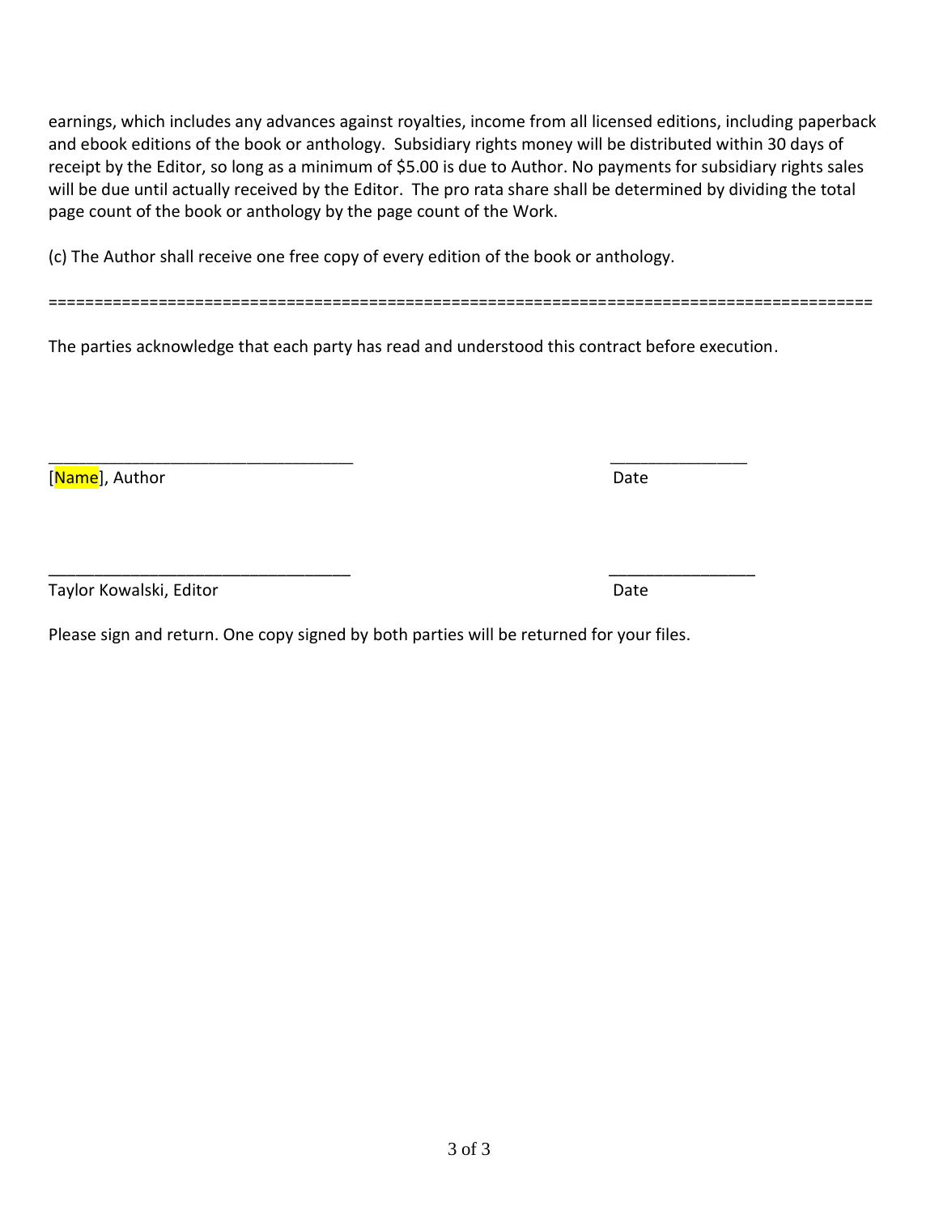earnings, which includes any advances against royalties, income from all licensed editions, including paperback and ebook editions of the book or anthology. Subsidiary rights money will be distributed within 30 days of receipt by the Editor, so long as a minimum of $5.00 is due to Author. No payments for subsidiary rights sales will be due until actually received by the Editor. The pro rata share shall be determined by dividing the total page count of the book or anthology by the page count of the Work.

(c) The Author shall receive one free copy of every edition of the book or anthology.

==========================================================================================

The parties acknowledge that each party has read and understood this contract before execution.

__________________________________ _______________

[Name], Author Date

__________________________________ _______________

Taylor Kowalski, Editor Date

Please sign and return. One copy signed by both parties will be returned for your files.